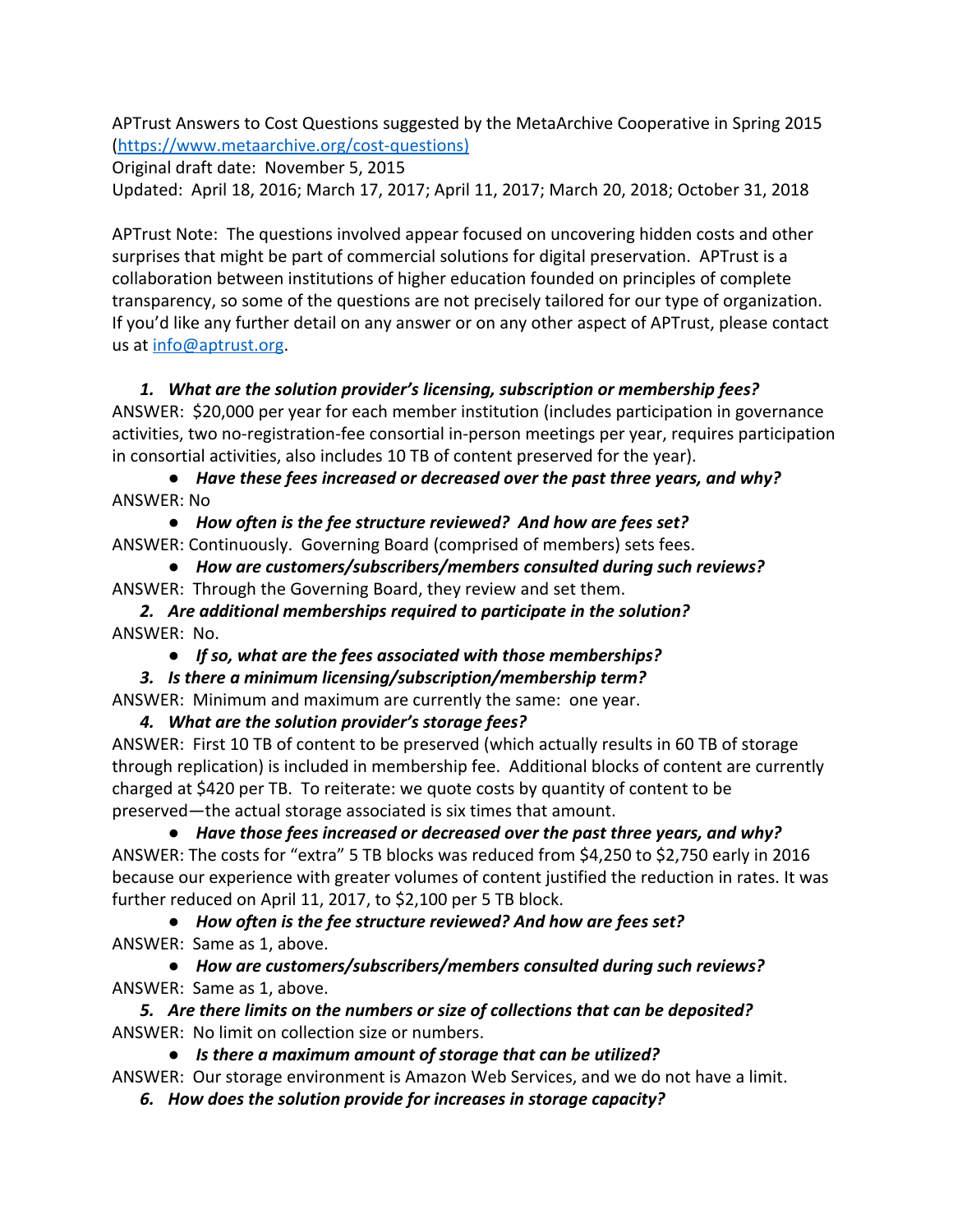APTrust Answers to Cost Questions suggested by the MetaArchive Cooperative in Spring 2015 ([https://www.metaarchive.org/cost-questions)](https://www.metaarchive.org/cost-questions)

Original draft date: November 5, 2015

Updated: April 18, 2016; March 17, 2017; April 11, 2017; March 20, 2018; October 31, 2018

APTrust Note: The questions involved appear focused on uncovering hidden costs and other surprises that might be part of commercial solutions for digital preservation. APTrust is a collaboration between institutions of higher education founded on principles of complete transparency, so some of the questions are not precisely tailored for our type of organization. If you'd like any further detail on any answer or on any other aspect of APTrust, please contact us at [info@aptrust.org](mailto:info@aptrust.org).

1. ***What are the solution provider's licensing, subscription or membership fees?***

ANSWER: $20,000 per year for each member institution (includes participation in governance activities, two no-registration-fee consortial in-person meetings per year, requires participation in consortial activities, also includes 10 TB of content preserved for the year).

- ***Have these fees increased or decreased over the past three years, and why?***

ANSWER: No

- ***How often is the fee structure reviewed? And how are fees set?***

ANSWER: Continuously. Governing Board (comprised of members) sets fees.

- ***How are customers/subscribers/members consulted during such reviews?***

ANSWER: Through the Governing Board, they review and set them.

2. ***Are additional memberships required to participate in the solution?***

ANSWER: No.

- ***If so, what are the fees associated with those memberships?***

3. ***Is there a minimum licensing/subscription/membership term?***

ANSWER: Minimum and maximum are currently the same: one year.

4. ***What are the solution provider's storage fees?***

ANSWER: First 10 TB of content to be preserved (which actually results in 60 TB of storage through replication) is included in membership fee. Additional blocks of content are currently charged at $420 per TB. To reiterate: we quote costs by quantity of content to be preserved—the actual storage associated is six times that amount.

- ***Have those fees increased or decreased over the past three years, and why?***

ANSWER: The costs for "extra" 5 TB blocks was reduced from $4,250 to $2,750 early in 2016 because our experience with greater volumes of content justified the reduction in rates. It was further reduced on April 11, 2017, to $2,100 per 5 TB block.

- ***How often is the fee structure reviewed? And how are fees set?***

ANSWER: Same as 1, above.

- ***How are customers/subscribers/members consulted during such reviews?***

ANSWER: Same as 1, above.

5. ***Are there limits on the numbers or size of collections that can be deposited?***

ANSWER: No limit on collection size or numbers.

- ***Is there a maximum amount of storage that can be utilized?***

ANSWER: Our storage environment is Amazon Web Services, and we do not have a limit.

6. ***How does the solution provide for increases in storage capacity?***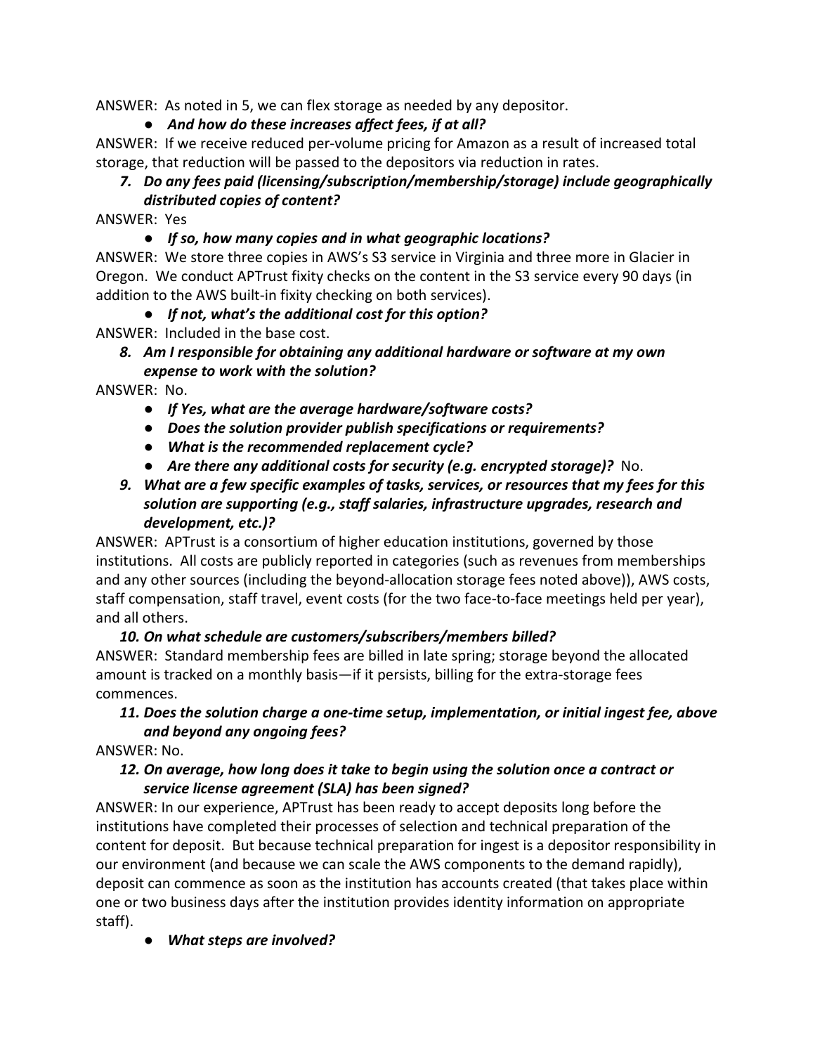ANSWER: As noted in 5, we can flex storage as needed by any depositor.

- ***And how do these increases affect fees, if at all?***

ANSWER: If we receive reduced per-volume pricing for Amazon as a result of increased total storage, that reduction will be passed to the depositors via reduction in rates.

7. ***Do any fees paid (licensing/subscription/membership/storage) include geographically distributed copies of content?***

ANSWER: Yes

- ***If so, how many copies and in what geographic locations?***

ANSWER: We store three copies in AWS's S3 service in Virginia and three more in Glacier in Oregon. We conduct APTrust fixity checks on the content in the S3 service every 90 days (in addition to the AWS built-in fixity checking on both services).

- ***If not, what's the additional cost for this option?***

ANSWER: Included in the base cost.

8. ***Am I responsible for obtaining any additional hardware or software at my own expense to work with the solution?***

ANSWER: No.

- ***If Yes, what are the average hardware/software costs?***
- ***Does the solution provider publish specifications or requirements?***
- ***What is the recommended replacement cycle?***
- ***Are there any additional costs for security (e.g. encrypted storage)?*** No.

9. ***What are a few specific examples of tasks, services, or resources that my fees for this solution are supporting (e.g., staff salaries, infrastructure upgrades, research and development, etc.)?***

ANSWER: APTrust is a consortium of higher education institutions, governed by those institutions. All costs are publicly reported in categories (such as revenues from memberships and any other sources (including the beyond-allocation storage fees noted above)), AWS costs, staff compensation, staff travel, event costs (for the two face-to-face meetings held per year), and all others.

10. ***On what schedule are customers/subscribers/members billed?***

ANSWER: Standard membership fees are billed in late spring; storage beyond the allocated amount is tracked on a monthly basis—if it persists, billing for the extra-storage fees commences.

11. ***Does the solution charge a one-time setup, implementation, or initial ingest fee, above and beyond any ongoing fees?***

ANSWER: No.

12. ***On average, how long does it take to begin using the solution once a contract or service license agreement (SLA) has been signed?***

ANSWER: In our experience, APTrust has been ready to accept deposits long before the institutions have completed their processes of selection and technical preparation of the content for deposit. But because technical preparation for ingest is a depositor responsibility in our environment (and because we can scale the AWS components to the demand rapidly), deposit can commence as soon as the institution has accounts created (that takes place within one or two business days after the institution provides identity information on appropriate staff).

- ***What steps are involved?***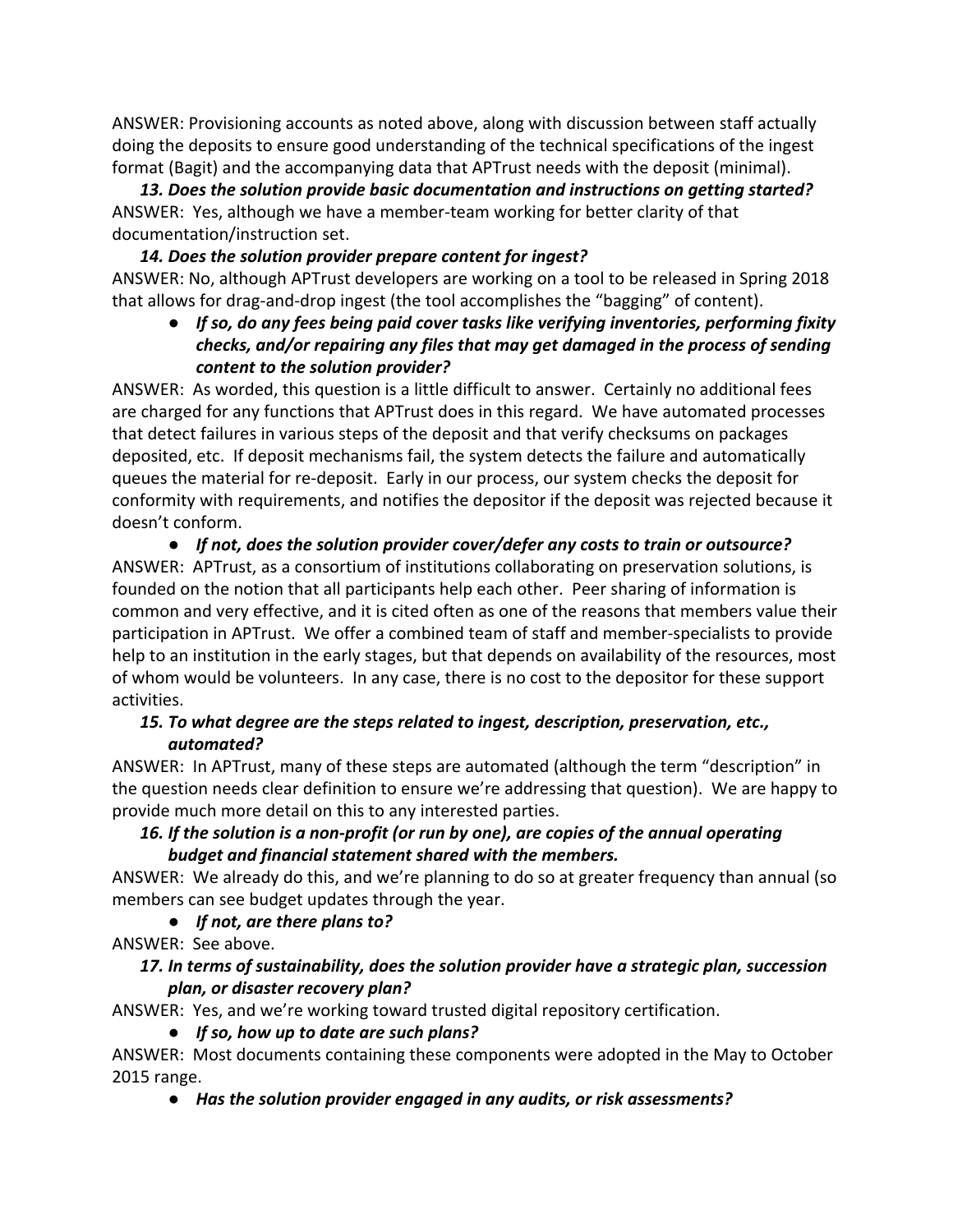ANSWER: Provisioning accounts as noted above, along with discussion between staff actually doing the deposits to ensure good understanding of the technical specifications of the ingest format (Bagit) and the accompanying data that APTrust needs with the deposit (minimal).

***13. Does the solution provide basic documentation and instructions on getting started?***

ANSWER: Yes, although we have a member-team working for better clarity of that documentation/instruction set.

***14. Does the solution provider prepare content for ingest?***

ANSWER: No, although APTrust developers are working on a tool to be released in Spring 2018 that allows for drag-and-drop ingest (the tool accomplishes the "bagging" of content).

- ***If so, do any fees being paid cover tasks like verifying inventories, performing fixity checks, and/or repairing any files that may get damaged in the process of sending content to the solution provider?***

ANSWER: As worded, this question is a little difficult to answer. Certainly no additional fees are charged for any functions that APTrust does in this regard. We have automated processes that detect failures in various steps of the deposit and that verify checksums on packages deposited, etc. If deposit mechanisms fail, the system detects the failure and automatically queues the material for re-deposit. Early in our process, our system checks the deposit for conformity with requirements, and notifies the depositor if the deposit was rejected because it doesn't conform.

- ***If not, does the solution provider cover/defer any costs to train or outsource?***

ANSWER: APTrust, as a consortium of institutions collaborating on preservation solutions, is founded on the notion that all participants help each other. Peer sharing of information is common and very effective, and it is cited often as one of the reasons that members value their participation in APTrust. We offer a combined team of staff and member-specialists to provide help to an institution in the early stages, but that depends on availability of the resources, most of whom would be volunteers. In any case, there is no cost to the depositor for these support activities.

***15. To what degree are the steps related to ingest, description, preservation, etc., automated?***

ANSWER: In APTrust, many of these steps are automated (although the term "description" in the question needs clear definition to ensure we're addressing that question). We are happy to provide much more detail on this to any interested parties.

***16. If the solution is a non-profit (or run by one), are copies of the annual operating budget and financial statement shared with the members.***

ANSWER: We already do this, and we're planning to do so at greater frequency than annual (so members can see budget updates through the year.

- ***If not, are there plans to?***

ANSWER: See above.

***17. In terms of sustainability, does the solution provider have a strategic plan, succession plan, or disaster recovery plan?***

ANSWER: Yes, and we're working toward trusted digital repository certification.

- ***If so, how up to date are such plans?***

ANSWER: Most documents containing these components were adopted in the May to October 2015 range.

- ***Has the solution provider engaged in any audits, or risk assessments?***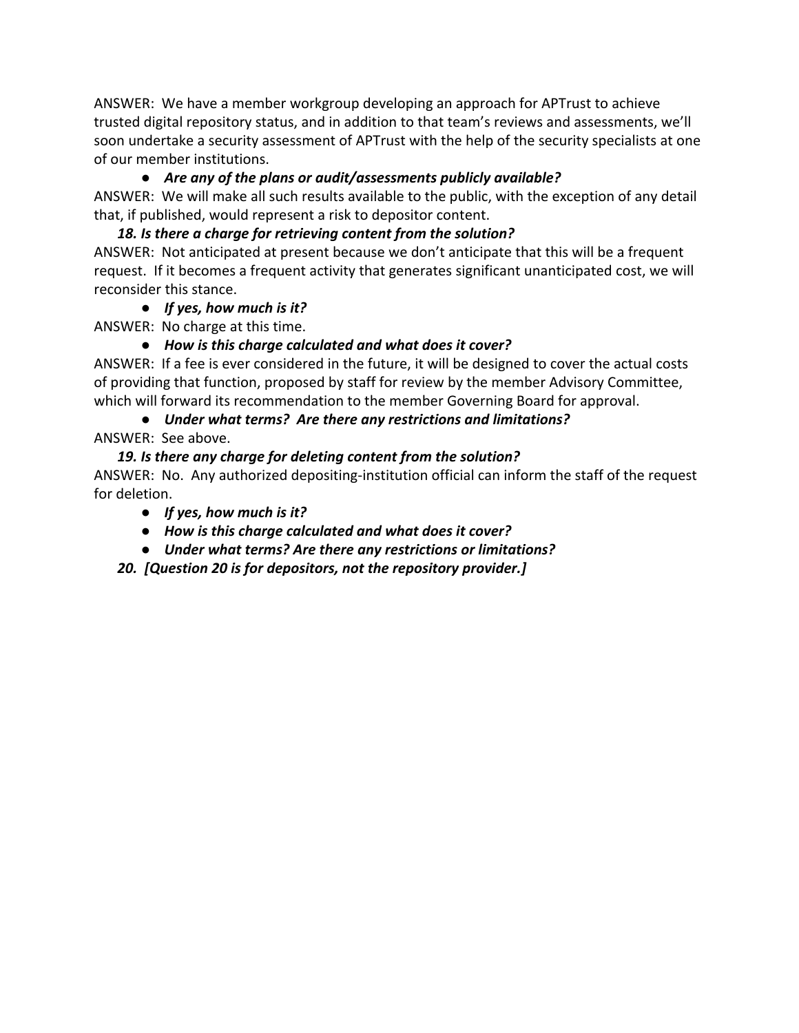ANSWER: We have a member workgroup developing an approach for APTrust to achieve trusted digital repository status, and in addition to that team's reviews and assessments, we'll soon undertake a security assessment of APTrust with the help of the security specialists at one of our member institutions.

- ***Are any of the plans or audit/assessments publicly available?***

ANSWER: We will make all such results available to the public, with the exception of any detail that, if published, would represent a risk to depositor content.

***18. Is there a charge for retrieving content from the solution?***

ANSWER: Not anticipated at present because we don't anticipate that this will be a frequent request. If it becomes a frequent activity that generates significant unanticipated cost, we will reconsider this stance.

- ***If yes, how much is it?***

ANSWER: No charge at this time.

- ***How is this charge calculated and what does it cover?***

ANSWER: If a fee is ever considered in the future, it will be designed to cover the actual costs of providing that function, proposed by staff for review by the member Advisory Committee, which will forward its recommendation to the member Governing Board for approval.

- ***Under what terms? Are there any restrictions and limitations?***

ANSWER: See above.

***19. Is there any charge for deleting content from the solution?***

ANSWER: No. Any authorized depositing-institution official can inform the staff of the request for deletion.

- ***If yes, how much is it?***
- ***How is this charge calculated and what does it cover?***
- ***Under what terms? Are there any restrictions or limitations?***

***20. [Question 20 is for depositors, not the repository provider.]***